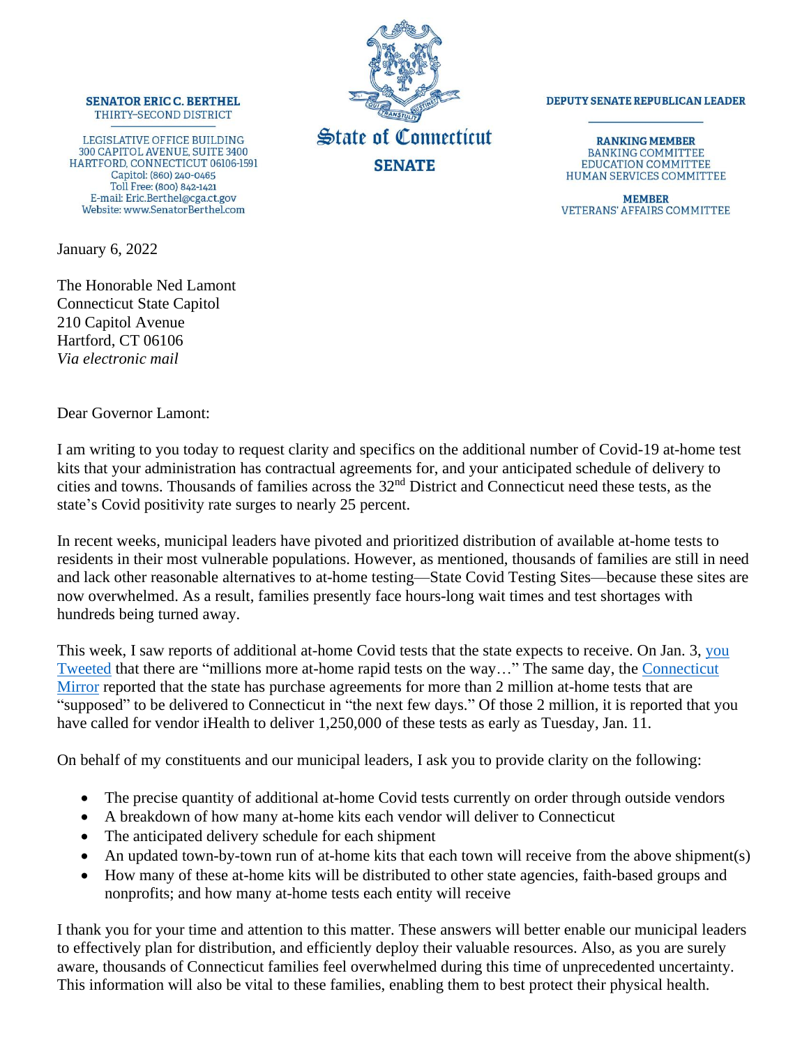**SENATOR ERIC C. BERTHEL**
THIRTY-SECOND DISTRICT

LEGISLATIVE OFFICE BUILDING
300 CAPITOL AVENUE, SUITE 3400
HARTFORD, CONNECTICUT 06106-1591
Capitol: (860) 240-0465
Toll Free: (800) 842-1421
E-mail: Eric.Berthel@cga.ct.gov
Website: www.SenatorBerthel.com

State of Connecticut
**SENATE**

**DEPUTY SENATE REPUBLICAN LEADER**

**RANKING MEMBER**
BANKING COMMITTEE
EDUCATION COMMITTEE
HUMAN SERVICES COMMITTEE

**MEMBER**
VETERANS' AFFAIRS COMMITTEE

January 6, 2022

The Honorable Ned Lamont
Connecticut State Capitol
210 Capitol Avenue
Hartford, CT 06106
*Via electronic mail*

Dear Governor Lamont:

I am writing to you today to request clarity and specifics on the additional number of Covid-19 at-home test kits that your administration has contractual agreements for, and your anticipated schedule of delivery to cities and towns. Thousands of families across the 32nd District and Connecticut need these tests, as the state's Covid positivity rate surges to nearly 25 percent.

In recent weeks, municipal leaders have pivoted and prioritized distribution of available at-home tests to residents in their most vulnerable populations. However, as mentioned, thousands of families are still in need and lack other reasonable alternatives to at-home testing—State Covid Testing Sites—because these sites are now overwhelmed. As a result, families presently face hours-long wait times and test shortages with hundreds being turned away.

This week, I saw reports of additional at-home Covid tests that the state expects to receive. On Jan. 3, you Tweeted that there are "millions more at-home rapid tests on the way…" The same day, the Connecticut Mirror reported that the state has purchase agreements for more than 2 million at-home tests that are "supposed" to be delivered to Connecticut in "the next few days." Of those 2 million, it is reported that you have called for vendor iHealth to deliver 1,250,000 of these tests as early as Tuesday, Jan. 11.

On behalf of my constituents and our municipal leaders, I ask you to provide clarity on the following:

- The precise quantity of additional at-home Covid tests currently on order through outside vendors
- A breakdown of how many at-home kits each vendor will deliver to Connecticut
- The anticipated delivery schedule for each shipment
- An updated town-by-town run of at-home kits that each town will receive from the above shipment(s)
- How many of these at-home kits will be distributed to other state agencies, faith-based groups and nonprofits; and how many at-home tests each entity will receive

I thank you for your time and attention to this matter. These answers will better enable our municipal leaders to effectively plan for distribution, and efficiently deploy their valuable resources. Also, as you are surely aware, thousands of Connecticut families feel overwhelmed during this time of unprecedented uncertainty. This information will also be vital to these families, enabling them to best protect their physical health.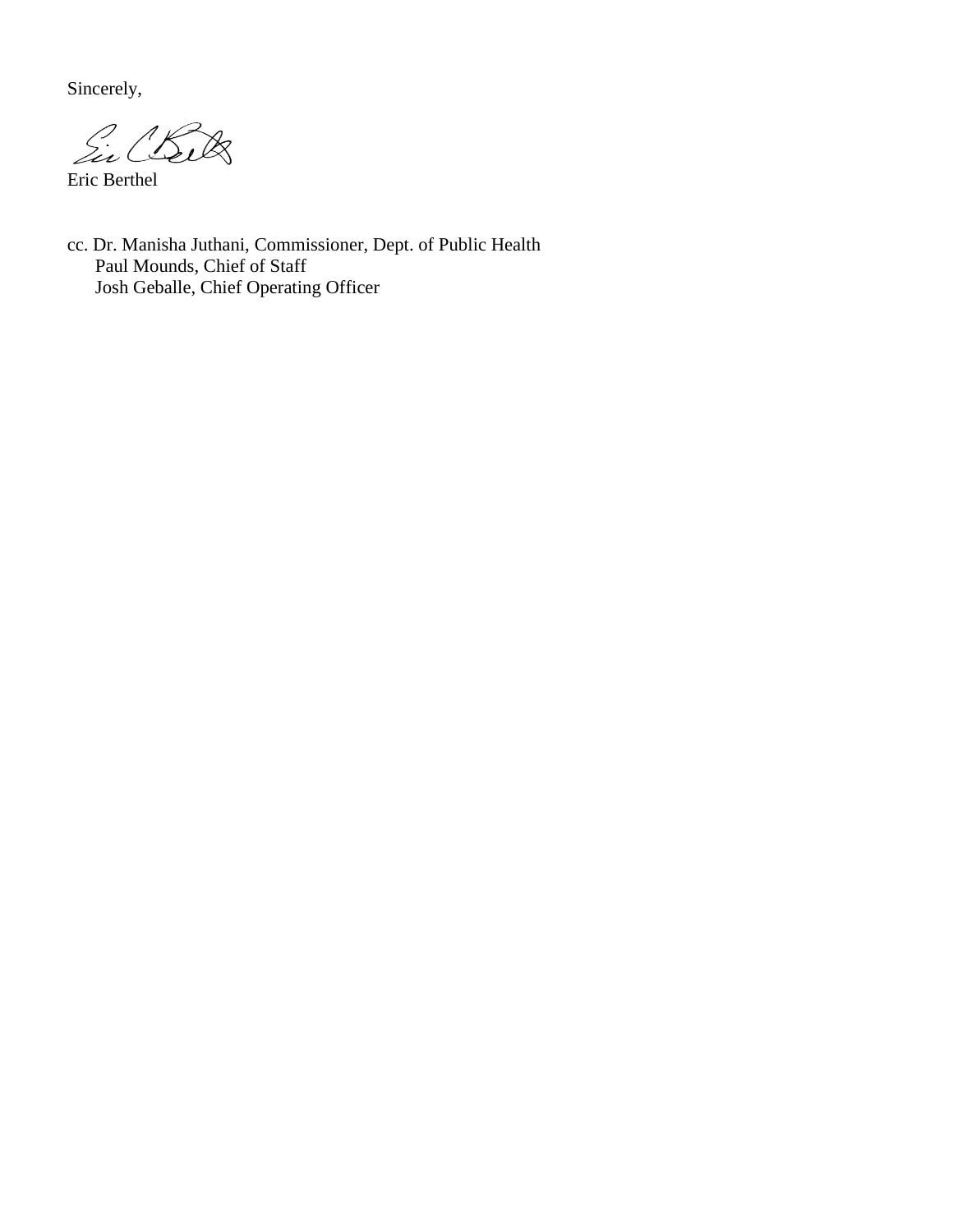Sincerely,

Eric Berthel

cc. Dr. Manisha Juthani, Commissioner, Dept. of Public Health
Paul Mounds, Chief of Staff
Josh Geballe, Chief Operating Officer